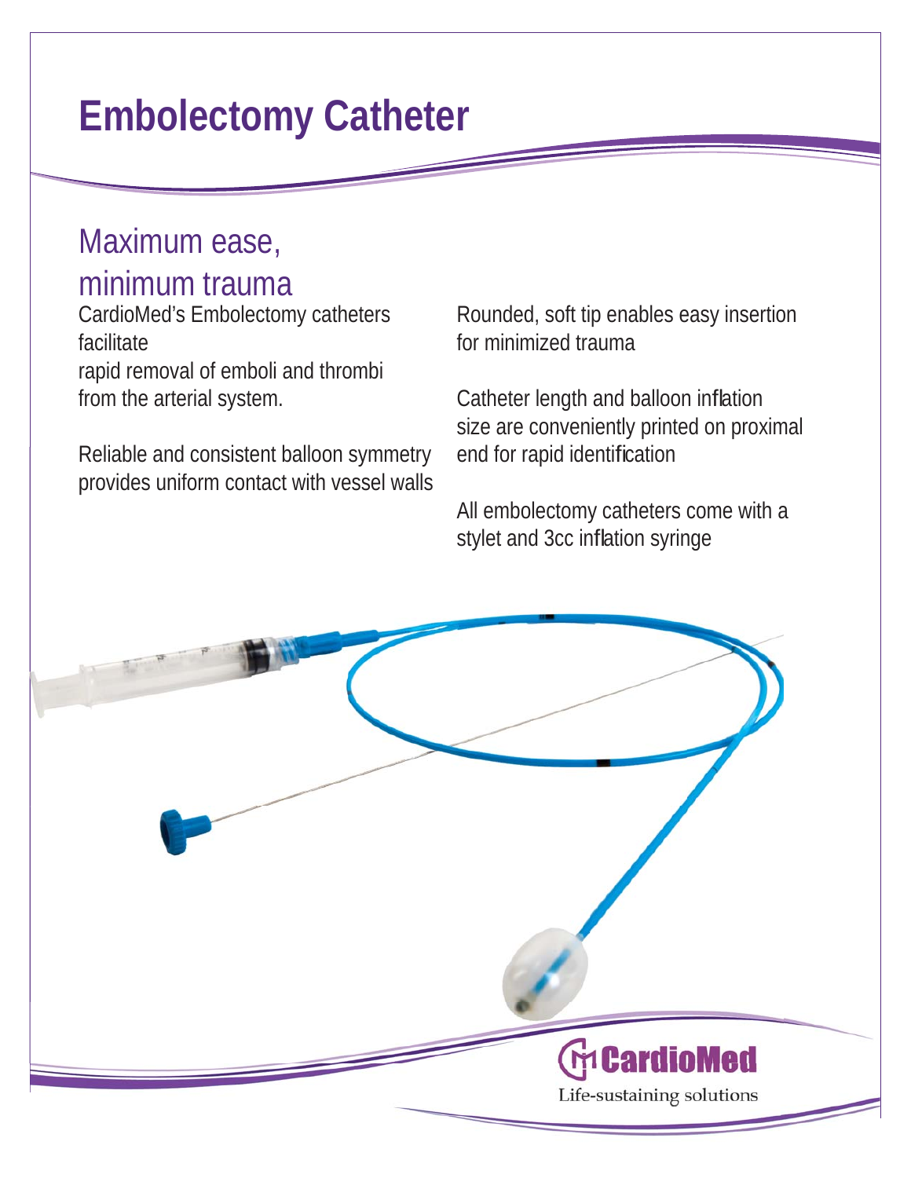# Embolectomy Catheter

## Maximum ease, minimum trauma

CardioMed's Embolectomy catheters facilitate
rapid removal of emboli and thrombi from the arterial system.

Reliable and consistent balloon symmetry provides uniform contact with vessel walls

Rounded, soft tip enables easy insertion for minimized trauma

Catheter length and balloon inflation size are conveniently printed on proximal end for rapid identification

All embolectomy catheters come with a stylet and 3cc inflation syringe

CardioMed

Life-sustaining solutions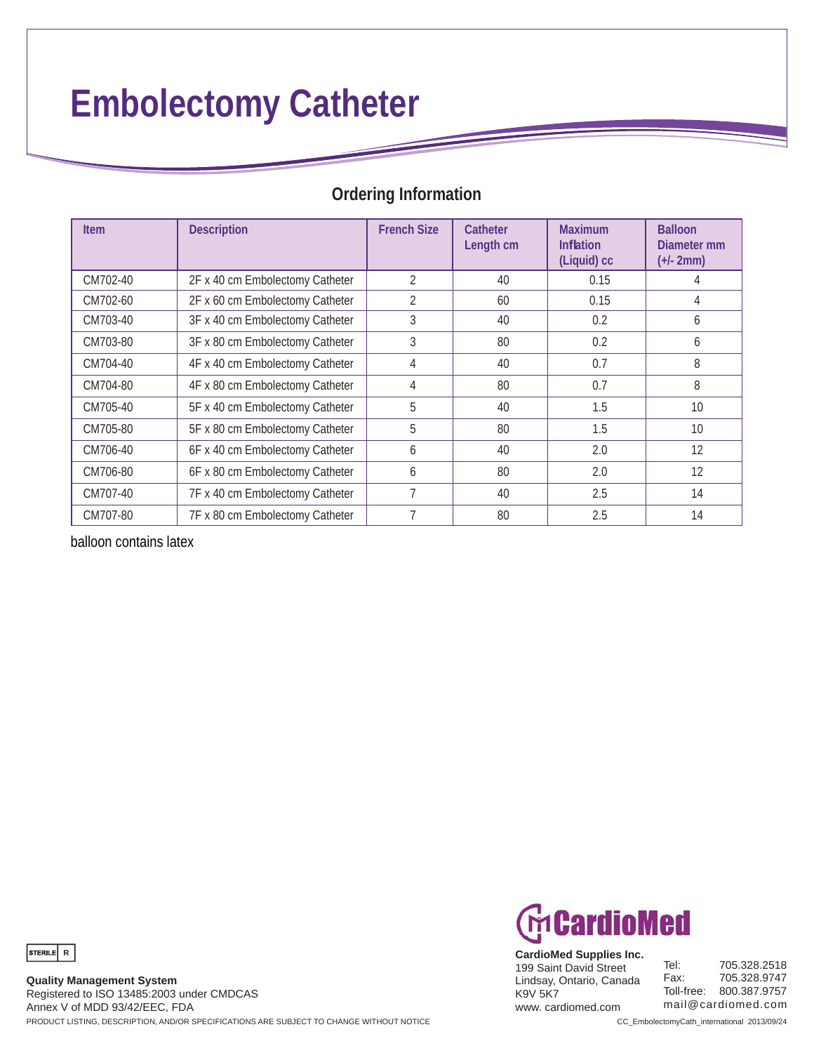# Embolectomy Catheter

## Ordering Information

| Item | Description | French Size | Catheter Length cm | Maximum Inflation (Liquid) cc | Balloon Diameter mm (+/- 2mm) |
|---|---|---|---|---|---|
| CM702-40 | 2F x 40 cm Embolectomy Catheter | 2 | 40 | 0.15 | 4 |
| CM702-60 | 2F x 60 cm Embolectomy Catheter | 2 | 60 | 0.15 | 4 |
| CM703-40 | 3F x 40 cm Embolectomy Catheter | 3 | 40 | 0.2 | 6 |
| CM703-80 | 3F x 80 cm Embolectomy Catheter | 3 | 80 | 0.2 | 6 |
| CM704-40 | 4F x 40 cm Embolectomy Catheter | 4 | 40 | 0.7 | 8 |
| CM704-80 | 4F x 80 cm Embolectomy Catheter | 4 | 80 | 0.7 | 8 |
| CM705-40 | 5F x 40 cm Embolectomy Catheter | 5 | 40 | 1.5 | 10 |
| CM705-80 | 5F x 80 cm Embolectomy Catheter | 5 | 80 | 1.5 | 10 |
| CM706-40 | 6F x 40 cm Embolectomy Catheter | 6 | 40 | 2.0 | 12 |
| CM706-80 | 6F x 80 cm Embolectomy Catheter | 6 | 80 | 2.0 | 12 |
| CM707-40 | 7F x 40 cm Embolectomy Catheter | 7 | 40 | 2.5 | 14 |
| CM707-80 | 7F x 80 cm Embolectomy Catheter | 7 | 80 | 2.5 | 14 |

balloon contains latex

STERILE R

**Quality Management System**
Registered to ISO 13485:2003 under CMDCAS
Annex V of MDD 93/42/EEC, FDA

PRODUCT LISTING, DESCRIPTION, AND/OR SPECIFICATIONS ARE SUBJECT TO CHANGE WITHOUT NOTICE

CardioMed

**CardioMed Supplies Inc.**
199 Saint David Street
Lindsay, Ontario, Canada
K9V 5K7
www. cardiomed.com

Tel: 705.328.2518
Fax: 705.328.9747
Toll-free: 800.387.9757
mail@cardiomed.com

CC_EmbolectomyCath_international 2013/09/24